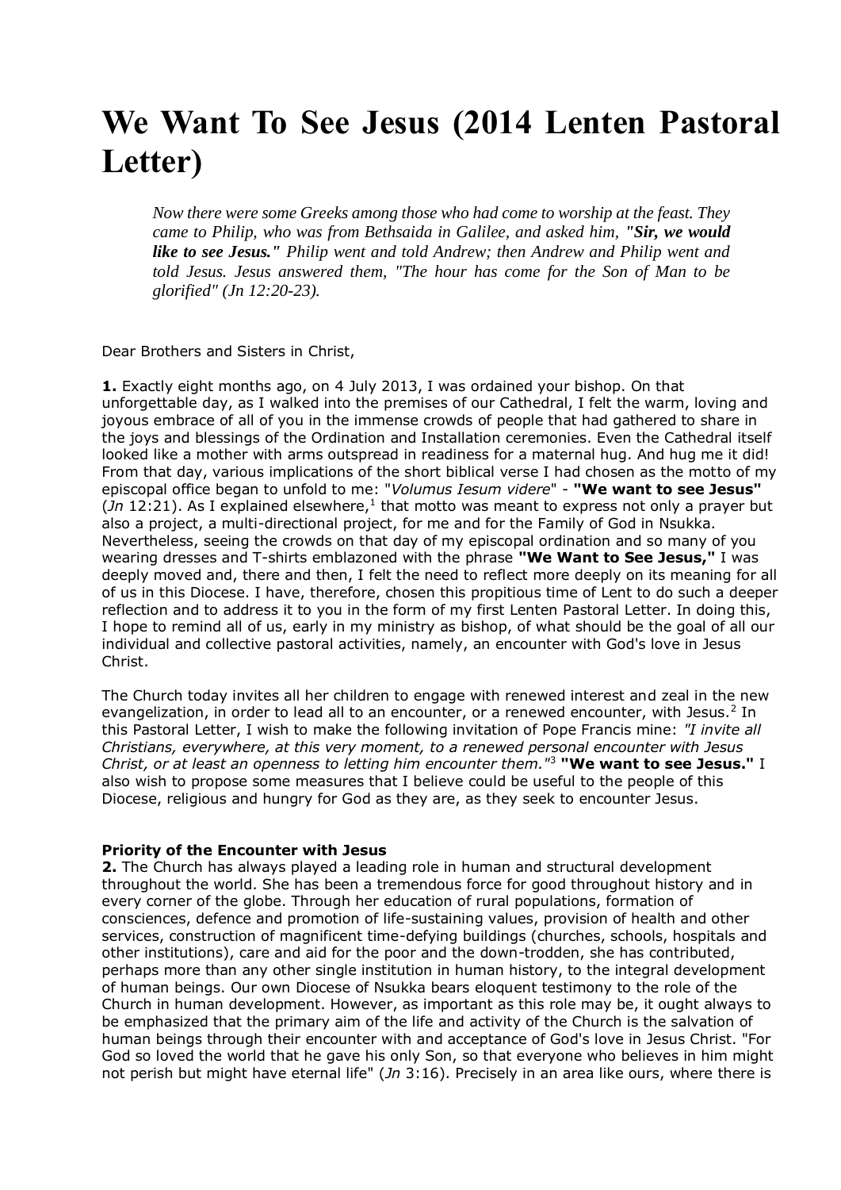# We Want To See Jesus (2014 Lenten Pastoral Letter)

> *Now there were some Greeks among those who had come to worship at the feast. They came to Philip, who was from Bethsaida in Galilee, and asked him, "**Sir, we would like to see Jesus.**" Philip went and told Andrew; then Andrew and Philip went and told Jesus. Jesus answered them, "The hour has come for the Son of Man to be glorified" (Jn 12:20-23).*

Dear Brothers and Sisters in Christ,

**1.** Exactly eight months ago, on 4 July 2013, I was ordained your bishop. On that unforgettable day, as I walked into the premises of our Cathedral, I felt the warm, loving and joyous embrace of all of you in the immense crowds of people that had gathered to share in the joys and blessings of the Ordination and Installation ceremonies. Even the Cathedral itself looked like a mother with arms outspread in readiness for a maternal hug. And hug me it did! From that day, various implications of the short biblical verse I had chosen as the motto of my episcopal office began to unfold to me: "*Volumus Iesum videre*" - **"We want to see Jesus"** (*Jn* 12:21). As I explained elsewhere,[1] that motto was meant to express not only a prayer but also a project, a multi-directional project, for me and for the Family of God in Nsukka. Nevertheless, seeing the crowds on that day of my episcopal ordination and so many of you wearing dresses and T-shirts emblazoned with the phrase **"We Want to See Jesus,"** I was deeply moved and, there and then, I felt the need to reflect more deeply on its meaning for all of us in this Diocese. I have, therefore, chosen this propitious time of Lent to do such a deeper reflection and to address it to you in the form of my first Lenten Pastoral Letter. In doing this, I hope to remind all of us, early in my ministry as bishop, of what should be the goal of all our individual and collective pastoral activities, namely, an encounter with God's love in Jesus Christ.

The Church today invites all her children to engage with renewed interest and zeal in the new evangelization, in order to lead all to an encounter, or a renewed encounter, with Jesus.[2] In this Pastoral Letter, I wish to make the following invitation of Pope Francis mine: *"I invite all Christians, everywhere, at this very moment, to a renewed personal encounter with Jesus Christ, or at least an openness to letting him encounter them."*[3] **"We want to see Jesus."** I also wish to propose some measures that I believe could be useful to the people of this Diocese, religious and hungry for God as they are, as they seek to encounter Jesus.

**Priority of the Encounter with Jesus**

**2.** The Church has always played a leading role in human and structural development throughout the world. She has been a tremendous force for good throughout history and in every corner of the globe. Through her education of rural populations, formation of consciences, defence and promotion of life-sustaining values, provision of health and other services, construction of magnificent time-defying buildings (churches, schools, hospitals and other institutions), care and aid for the poor and the down-trodden, she has contributed, perhaps more than any other single institution in human history, to the integral development of human beings. Our own Diocese of Nsukka bears eloquent testimony to the role of the Church in human development. However, as important as this role may be, it ought always to be emphasized that the primary aim of the life and activity of the Church is the salvation of human beings through their encounter with and acceptance of God's love in Jesus Christ. "For God so loved the world that he gave his only Son, so that everyone who believes in him might not perish but might have eternal life" (*Jn* 3:16). Precisely in an area like ours, where there is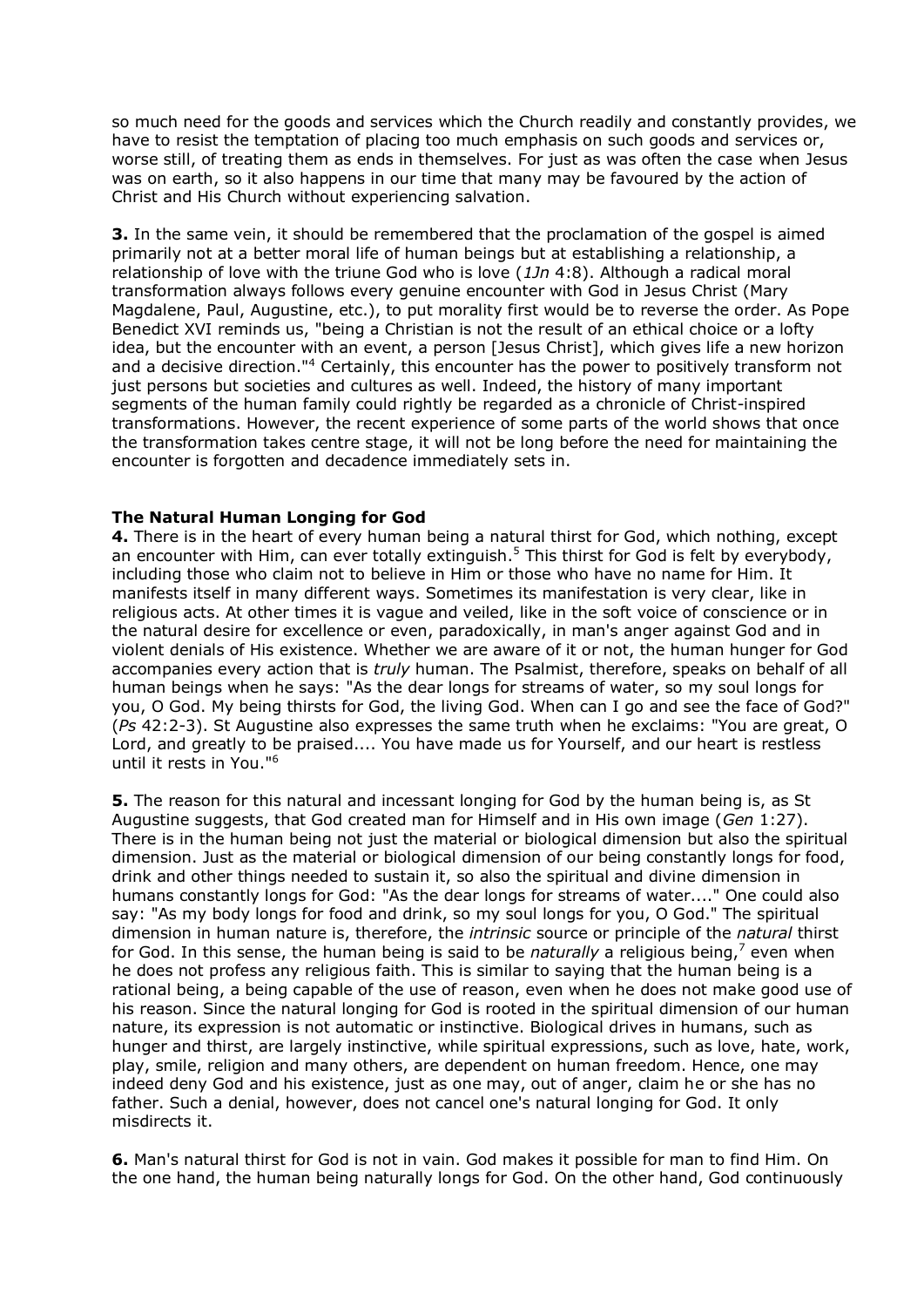so much need for the goods and services which the Church readily and constantly provides, we have to resist the temptation of placing too much emphasis on such goods and services or, worse still, of treating them as ends in themselves. For just as was often the case when Jesus was on earth, so it also happens in our time that many may be favoured by the action of Christ and His Church without experiencing salvation.

**3.** In the same vein, it should be remembered that the proclamation of the gospel is aimed primarily not at a better moral life of human beings but at establishing a relationship, a relationship of love with the triune God who is love (*1Jn* 4:8). Although a radical moral transformation always follows every genuine encounter with God in Jesus Christ (Mary Magdalene, Paul, Augustine, etc.), to put morality first would be to reverse the order. As Pope Benedict XVI reminds us, "being a Christian is not the result of an ethical choice or a lofty idea, but the encounter with an event, a person [Jesus Christ], which gives life a new horizon and a decisive direction."[4] Certainly, this encounter has the power to positively transform not just persons but societies and cultures as well. Indeed, the history of many important segments of the human family could rightly be regarded as a chronicle of Christ-inspired transformations. However, the recent experience of some parts of the world shows that once the transformation takes centre stage, it will not be long before the need for maintaining the encounter is forgotten and decadence immediately sets in.

### The Natural Human Longing for God

**4.** There is in the heart of every human being a natural thirst for God, which nothing, except an encounter with Him, can ever totally extinguish.[5] This thirst for God is felt by everybody, including those who claim not to believe in Him or those who have no name for Him. It manifests itself in many different ways. Sometimes its manifestation is very clear, like in religious acts. At other times it is vague and veiled, like in the soft voice of conscience or in the natural desire for excellence or even, paradoxically, in man's anger against God and in violent denials of His existence. Whether we are aware of it or not, the human hunger for God accompanies every action that is *truly* human. The Psalmist, therefore, speaks on behalf of all human beings when he says: "As the dear longs for streams of water, so my soul longs for you, O God. My being thirsts for God, the living God. When can I go and see the face of God?" (*Ps* 42:2-3). St Augustine also expresses the same truth when he exclaims: "You are great, O Lord, and greatly to be praised.... You have made us for Yourself, and our heart is restless until it rests in You."[6]

**5.** The reason for this natural and incessant longing for God by the human being is, as St Augustine suggests, that God created man for Himself and in His own image (*Gen* 1:27). There is in the human being not just the material or biological dimension but also the spiritual dimension. Just as the material or biological dimension of our being constantly longs for food, drink and other things needed to sustain it, so also the spiritual and divine dimension in humans constantly longs for God: "As the dear longs for streams of water...." One could also say: "As my body longs for food and drink, so my soul longs for you, O God." The spiritual dimension in human nature is, therefore, the *intrinsic* source or principle of the *natural* thirst for God. In this sense, the human being is said to be *naturally* a religious being,[7] even when he does not profess any religious faith. This is similar to saying that the human being is a rational being, a being capable of the use of reason, even when he does not make good use of his reason. Since the natural longing for God is rooted in the spiritual dimension of our human nature, its expression is not automatic or instinctive. Biological drives in humans, such as hunger and thirst, are largely instinctive, while spiritual expressions, such as love, hate, work, play, smile, religion and many others, are dependent on human freedom. Hence, one may indeed deny God and his existence, just as one may, out of anger, claim he or she has no father. Such a denial, however, does not cancel one's natural longing for God. It only misdirects it.

**6.** Man's natural thirst for God is not in vain. God makes it possible for man to find Him. On the one hand, the human being naturally longs for God. On the other hand, God continuously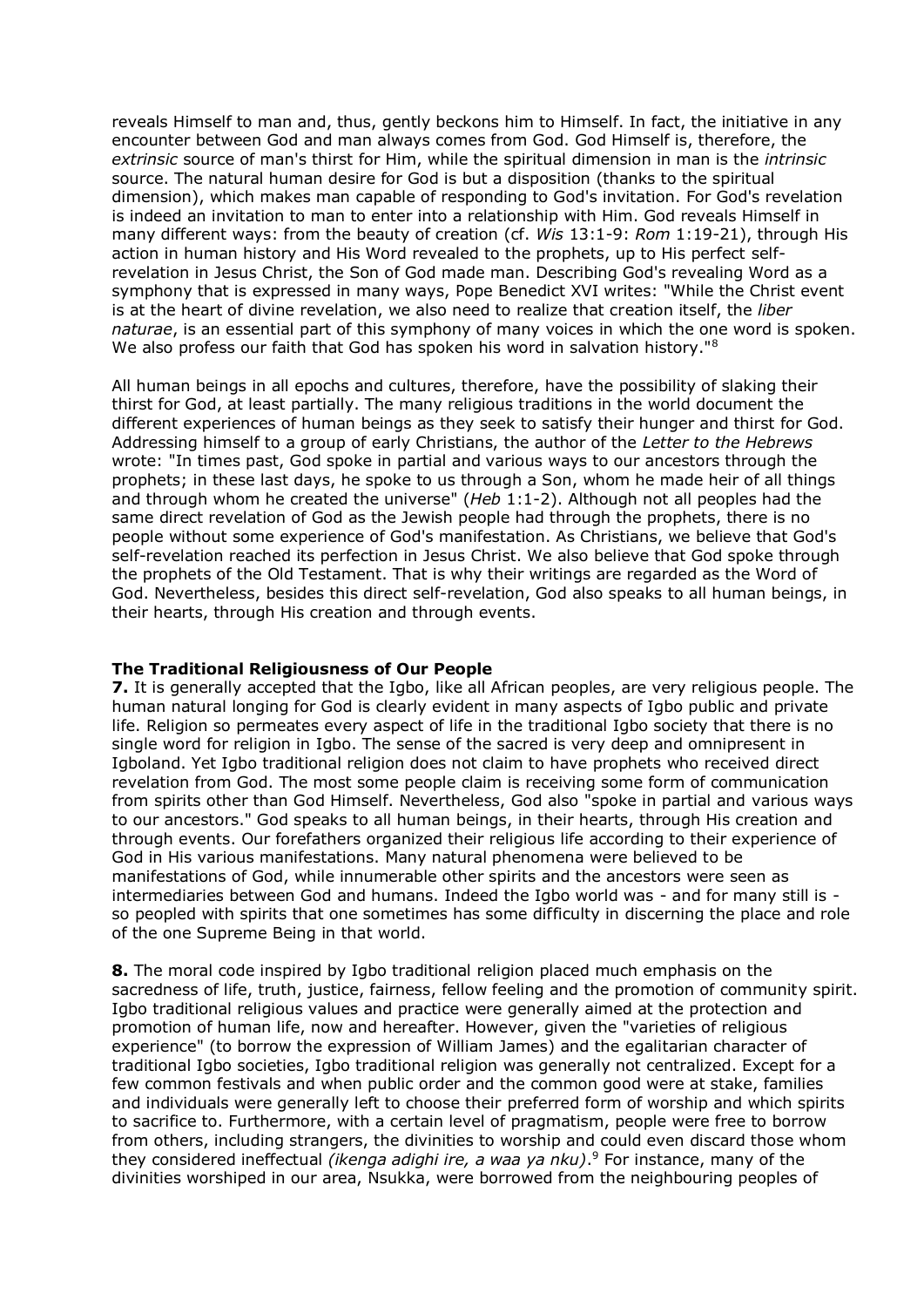reveals Himself to man and, thus, gently beckons him to Himself. In fact, the initiative in any encounter between God and man always comes from God. God Himself is, therefore, the *extrinsic* source of man's thirst for Him, while the spiritual dimension in man is the *intrinsic* source. The natural human desire for God is but a disposition (thanks to the spiritual dimension), which makes man capable of responding to God's invitation. For God's revelation is indeed an invitation to man to enter into a relationship with Him. God reveals Himself in many different ways: from the beauty of creation (cf. *Wis* 13:1-9: *Rom* 1:19-21), through His action in human history and His Word revealed to the prophets, up to His perfect self-revelation in Jesus Christ, the Son of God made man. Describing God's revealing Word as a symphony that is expressed in many ways, Pope Benedict XVI writes: "While the Christ event is at the heart of divine revelation, we also need to realize that creation itself, the *liber naturae*, is an essential part of this symphony of many voices in which the one word is spoken. We also profess our faith that God has spoken his word in salvation history."[8]

All human beings in all epochs and cultures, therefore, have the possibility of slaking their thirst for God, at least partially. The many religious traditions in the world document the different experiences of human beings as they seek to satisfy their hunger and thirst for God. Addressing himself to a group of early Christians, the author of the *Letter to the Hebrews* wrote: "In times past, God spoke in partial and various ways to our ancestors through the prophets; in these last days, he spoke to us through a Son, whom he made heir of all things and through whom he created the universe" (*Heb* 1:1-2). Although not all peoples had the same direct revelation of God as the Jewish people had through the prophets, there is no people without some experience of God's manifestation. As Christians, we believe that God's self-revelation reached its perfection in Jesus Christ. We also believe that God spoke through the prophets of the Old Testament. That is why their writings are regarded as the Word of God. Nevertheless, besides this direct self-revelation, God also speaks to all human beings, in their hearts, through His creation and through events.

### The Traditional Religiousness of Our People

**7.** It is generally accepted that the Igbo, like all African peoples, are very religious people. The human natural longing for God is clearly evident in many aspects of Igbo public and private life. Religion so permeates every aspect of life in the traditional Igbo society that there is no single word for religion in Igbo. The sense of the sacred is very deep and omnipresent in Igboland. Yet Igbo traditional religion does not claim to have prophets who received direct revelation from God. The most some people claim is receiving some form of communication from spirits other than God Himself. Nevertheless, God also "spoke in partial and various ways to our ancestors." God speaks to all human beings, in their hearts, through His creation and through events. Our forefathers organized their religious life according to their experience of God in His various manifestations. Many natural phenomena were believed to be manifestations of God, while innumerable other spirits and the ancestors were seen as intermediaries between God and humans. Indeed the Igbo world was - and for many still is - so peopled with spirits that one sometimes has some difficulty in discerning the place and role of the one Supreme Being in that world.

**8.** The moral code inspired by Igbo traditional religion placed much emphasis on the sacredness of life, truth, justice, fairness, fellow feeling and the promotion of community spirit. Igbo traditional religious values and practice were generally aimed at the protection and promotion of human life, now and hereafter. However, given the "varieties of religious experience" (to borrow the expression of William James) and the egalitarian character of traditional Igbo societies, Igbo traditional religion was generally not centralized. Except for a few common festivals and when public order and the common good were at stake, families and individuals were generally left to choose their preferred form of worship and which spirits to sacrifice to. Furthermore, with a certain level of pragmatism, people were free to borrow from others, including strangers, the divinities to worship and could even discard those whom they considered ineffectual *(ikenga adighi ire, a waa ya nku)*.[9] For instance, many of the divinities worshiped in our area, Nsukka, were borrowed from the neighbouring peoples of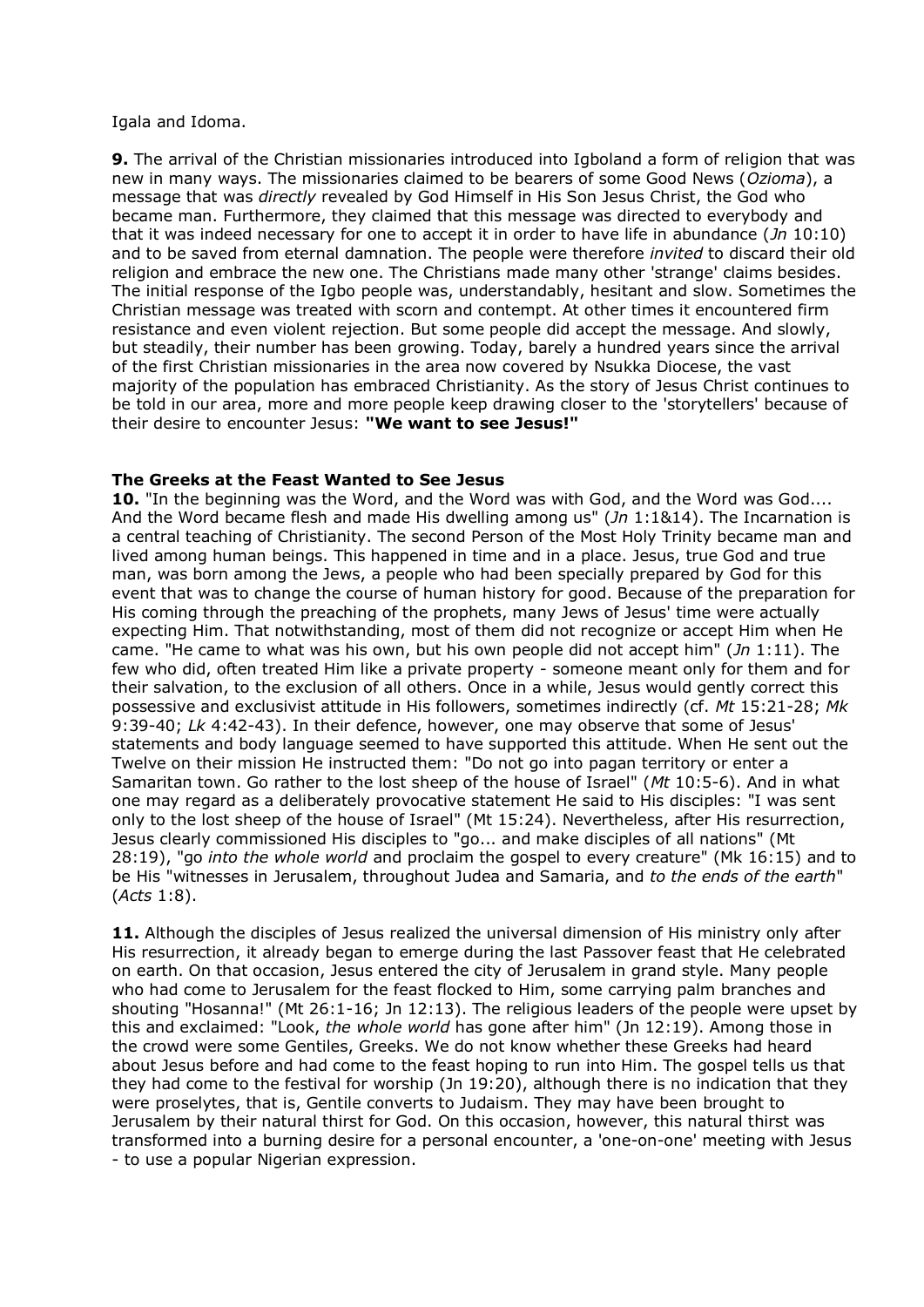Igala and Idoma.

**9.** The arrival of the Christian missionaries introduced into Igboland a form of religion that was new in many ways. The missionaries claimed to be bearers of some Good News (*Ozioma*), a message that was *directly* revealed by God Himself in His Son Jesus Christ, the God who became man. Furthermore, they claimed that this message was directed to everybody and that it was indeed necessary for one to accept it in order to have life in abundance (*Jn* 10:10) and to be saved from eternal damnation. The people were therefore *invited* to discard their old religion and embrace the new one. The Christians made many other 'strange' claims besides. The initial response of the Igbo people was, understandably, hesitant and slow. Sometimes the Christian message was treated with scorn and contempt. At other times it encountered firm resistance and even violent rejection. But some people did accept the message. And slowly, but steadily, their number has been growing. Today, barely a hundred years since the arrival of the first Christian missionaries in the area now covered by Nsukka Diocese, the vast majority of the population has embraced Christianity. As the story of Jesus Christ continues to be told in our area, more and more people keep drawing closer to the 'storytellers' because of their desire to encounter Jesus: **"We want to see Jesus!"**

**The Greeks at the Feast Wanted to See Jesus**

**10.** "In the beginning was the Word, and the Word was with God, and the Word was God.... And the Word became flesh and made His dwelling among us" (*Jn* 1:1&14). The Incarnation is a central teaching of Christianity. The second Person of the Most Holy Trinity became man and lived among human beings. This happened in time and in a place. Jesus, true God and true man, was born among the Jews, a people who had been specially prepared by God for this event that was to change the course of human history for good. Because of the preparation for His coming through the preaching of the prophets, many Jews of Jesus' time were actually expecting Him. That notwithstanding, most of them did not recognize or accept Him when He came. "He came to what was his own, but his own people did not accept him" (*Jn* 1:11). The few who did, often treated Him like a private property - someone meant only for them and for their salvation, to the exclusion of all others. Once in a while, Jesus would gently correct this possessive and exclusivist attitude in His followers, sometimes indirectly (cf. *Mt* 15:21-28; *Mk* 9:39-40; *Lk* 4:42-43). In their defence, however, one may observe that some of Jesus' statements and body language seemed to have supported this attitude. When He sent out the Twelve on their mission He instructed them: "Do not go into pagan territory or enter a Samaritan town. Go rather to the lost sheep of the house of Israel" (*Mt* 10:5-6). And in what one may regard as a deliberately provocative statement He said to His disciples: "I was sent only to the lost sheep of the house of Israel" (Mt 15:24). Nevertheless, after His resurrection, Jesus clearly commissioned His disciples to "go... and make disciples of all nations" (Mt 28:19), "go *into the whole world* and proclaim the gospel to every creature" (Mk 16:15) and to be His "witnesses in Jerusalem, throughout Judea and Samaria, and *to the ends of the earth*" (*Acts* 1:8).

**11.** Although the disciples of Jesus realized the universal dimension of His ministry only after His resurrection, it already began to emerge during the last Passover feast that He celebrated on earth. On that occasion, Jesus entered the city of Jerusalem in grand style. Many people who had come to Jerusalem for the feast flocked to Him, some carrying palm branches and shouting "Hosanna!" (Mt 26:1-16; Jn 12:13). The religious leaders of the people were upset by this and exclaimed: "Look, *the whole world* has gone after him" (Jn 12:19). Among those in the crowd were some Gentiles, Greeks. We do not know whether these Greeks had heard about Jesus before and had come to the feast hoping to run into Him. The gospel tells us that they had come to the festival for worship (Jn 19:20), although there is no indication that they were proselytes, that is, Gentile converts to Judaism. They may have been brought to Jerusalem by their natural thirst for God. On this occasion, however, this natural thirst was transformed into a burning desire for a personal encounter, a 'one-on-one' meeting with Jesus - to use a popular Nigerian expression.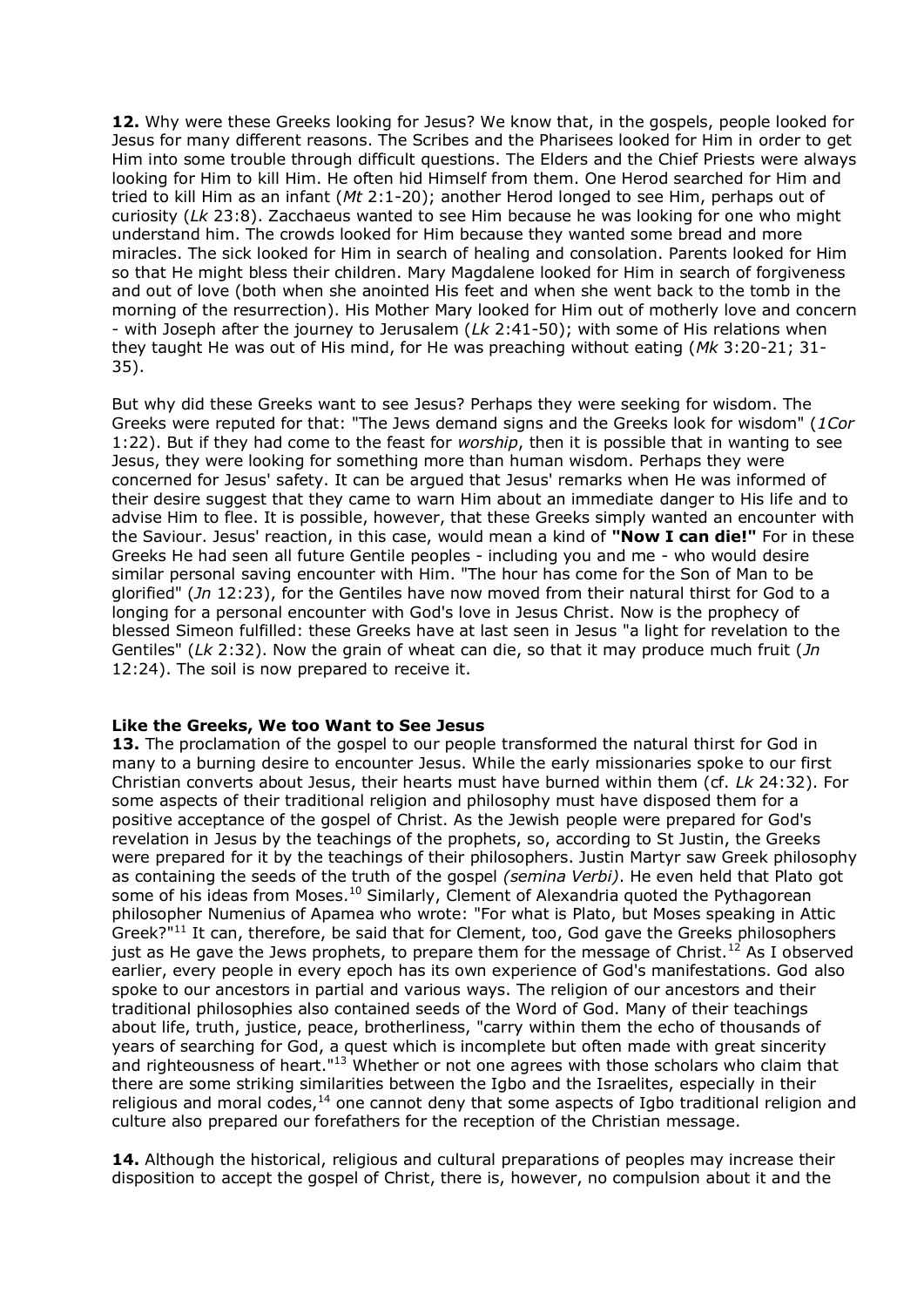**12.** Why were these Greeks looking for Jesus? We know that, in the gospels, people looked for Jesus for many different reasons. The Scribes and the Pharisees looked for Him in order to get Him into some trouble through difficult questions. The Elders and the Chief Priests were always looking for Him to kill Him. He often hid Himself from them. One Herod searched for Him and tried to kill Him as an infant (*Mt* 2:1-20); another Herod longed to see Him, perhaps out of curiosity (*Lk* 23:8). Zacchaeus wanted to see Him because he was looking for one who might understand him. The crowds looked for Him because they wanted some bread and more miracles. The sick looked for Him in search of healing and consolation. Parents looked for Him so that He might bless their children. Mary Magdalene looked for Him in search of forgiveness and out of love (both when she anointed His feet and when she went back to the tomb in the morning of the resurrection). His Mother Mary looked for Him out of motherly love and concern - with Joseph after the journey to Jerusalem (*Lk* 2:41-50); with some of His relations when they taught He was out of His mind, for He was preaching without eating (*Mk* 3:20-21; 31-35).

But why did these Greeks want to see Jesus? Perhaps they were seeking for wisdom. The Greeks were reputed for that: "The Jews demand signs and the Greeks look for wisdom" (*1Cor* 1:22). But if they had come to the feast for *worship*, then it is possible that in wanting to see Jesus, they were looking for something more than human wisdom. Perhaps they were concerned for Jesus' safety. It can be argued that Jesus' remarks when He was informed of their desire suggest that they came to warn Him about an immediate danger to His life and to advise Him to flee. It is possible, however, that these Greeks simply wanted an encounter with the Saviour. Jesus' reaction, in this case, would mean a kind of **"Now I can die!"** For in these Greeks He had seen all future Gentile peoples - including you and me - who would desire similar personal saving encounter with Him. "The hour has come for the Son of Man to be glorified" (*Jn* 12:23), for the Gentiles have now moved from their natural thirst for God to a longing for a personal encounter with God's love in Jesus Christ. Now is the prophecy of blessed Simeon fulfilled: these Greeks have at last seen in Jesus "a light for revelation to the Gentiles" (*Lk* 2:32). Now the grain of wheat can die, so that it may produce much fruit (*Jn* 12:24). The soil is now prepared to receive it.

### Like the Greeks, We too Want to See Jesus

**13.** The proclamation of the gospel to our people transformed the natural thirst for God in many to a burning desire to encounter Jesus. While the early missionaries spoke to our first Christian converts about Jesus, their hearts must have burned within them (cf. *Lk* 24:32). For some aspects of their traditional religion and philosophy must have disposed them for a positive acceptance of the gospel of Christ. As the Jewish people were prepared for God's revelation in Jesus by the teachings of the prophets, so, according to St Justin, the Greeks were prepared for it by the teachings of their philosophers. Justin Martyr saw Greek philosophy as containing the seeds of the truth of the gospel *(semina Verbi)*. He even held that Plato got some of his ideas from Moses.[10] Similarly, Clement of Alexandria quoted the Pythagorean philosopher Numenius of Apamea who wrote: "For what is Plato, but Moses speaking in Attic Greek?"[11] It can, therefore, be said that for Clement, too, God gave the Greeks philosophers just as He gave the Jews prophets, to prepare them for the message of Christ.[12] As I observed earlier, every people in every epoch has its own experience of God's manifestations. God also spoke to our ancestors in partial and various ways. The religion of our ancestors and their traditional philosophies also contained seeds of the Word of God. Many of their teachings about life, truth, justice, peace, brotherliness, "carry within them the echo of thousands of years of searching for God, a quest which is incomplete but often made with great sincerity and righteousness of heart."[13] Whether or not one agrees with those scholars who claim that there are some striking similarities between the Igbo and the Israelites, especially in their religious and moral codes,[14] one cannot deny that some aspects of Igbo traditional religion and culture also prepared our forefathers for the reception of the Christian message.

**14.** Although the historical, religious and cultural preparations of peoples may increase their disposition to accept the gospel of Christ, there is, however, no compulsion about it and the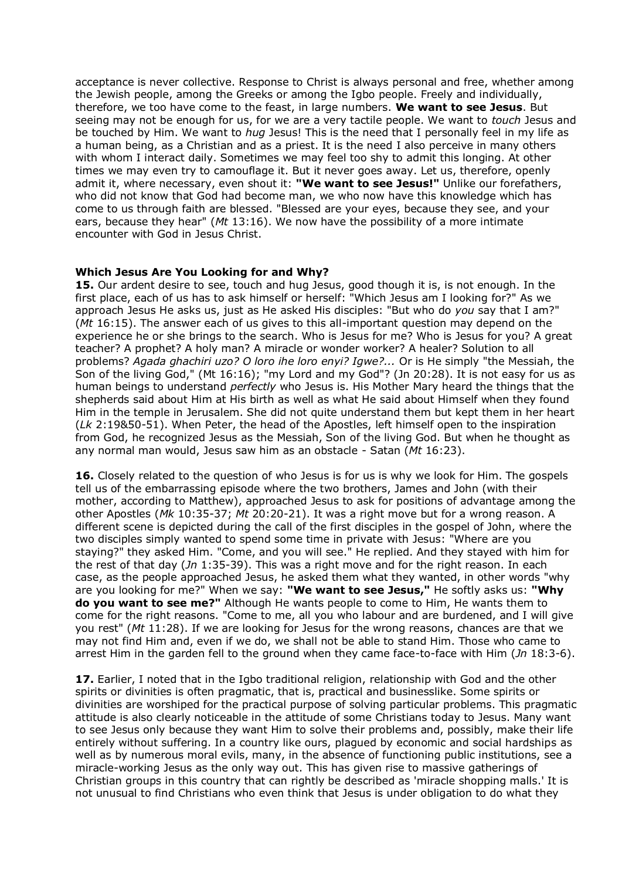acceptance is never collective. Response to Christ is always personal and free, whether among the Jewish people, among the Greeks or among the Igbo people. Freely and individually, therefore, we too have come to the feast, in large numbers. **We want to see Jesus**. But seeing may not be enough for us, for we are a very tactile people. We want to *touch* Jesus and be touched by Him. We want to *hug* Jesus! This is the need that I personally feel in my life as a human being, as a Christian and as a priest. It is the need I also perceive in many others with whom I interact daily. Sometimes we may feel too shy to admit this longing. At other times we may even try to camouflage it. But it never goes away. Let us, therefore, openly admit it, where necessary, even shout it: **"We want to see Jesus!"** Unlike our forefathers, who did not know that God had become man, we who now have this knowledge which has come to us through faith are blessed. "Blessed are your eyes, because they see, and your ears, because they hear" (*Mt* 13:16). We now have the possibility of a more intimate encounter with God in Jesus Christ.

**Which Jesus Are You Looking for and Why?**

**15.** Our ardent desire to see, touch and hug Jesus, good though it is, is not enough. In the first place, each of us has to ask himself or herself: "Which Jesus am I looking for?" As we approach Jesus He asks us, just as He asked His disciples: "But who do *you* say that I am?" (*Mt* 16:15). The answer each of us gives to this all-important question may depend on the experience he or she brings to the search. Who is Jesus for me? Who is Jesus for you? A great teacher? A prophet? A holy man? A miracle or wonder worker? A healer? Solution to all problems? *Agada ghachiri uzo? O loro ihe loro enyi? Igwe?...* Or is He simply "the Messiah, the Son of the living God," (Mt 16:16); "my Lord and my God"? (Jn 20:28). It is not easy for us as human beings to understand *perfectly* who Jesus is. His Mother Mary heard the things that the shepherds said about Him at His birth as well as what He said about Himself when they found Him in the temple in Jerusalem. She did not quite understand them but kept them in her heart (*Lk* 2:19&50-51). When Peter, the head of the Apostles, left himself open to the inspiration from God, he recognized Jesus as the Messiah, Son of the living God. But when he thought as any normal man would, Jesus saw him as an obstacle - Satan (*Mt* 16:23).

**16.** Closely related to the question of who Jesus is for us is why we look for Him. The gospels tell us of the embarrassing episode where the two brothers, James and John (with their mother, according to Matthew), approached Jesus to ask for positions of advantage among the other Apostles (*Mk* 10:35-37; *Mt* 20:20-21). It was a right move but for a wrong reason. A different scene is depicted during the call of the first disciples in the gospel of John, where the two disciples simply wanted to spend some time in private with Jesus: "Where are you staying?" they asked Him. "Come, and you will see." He replied. And they stayed with him for the rest of that day (*Jn* 1:35-39). This was a right move and for the right reason. In each case, as the people approached Jesus, he asked them what they wanted, in other words "why are you looking for me?" When we say: **"We want to see Jesus,"** He softly asks us: **"Why do you want to see me?"** Although He wants people to come to Him, He wants them to come for the right reasons. "Come to me, all you who labour and are burdened, and I will give you rest" (*Mt* 11:28). If we are looking for Jesus for the wrong reasons, chances are that we may not find Him and, even if we do, we shall not be able to stand Him. Those who came to arrest Him in the garden fell to the ground when they came face-to-face with Him (*Jn* 18:3-6).

**17.** Earlier, I noted that in the Igbo traditional religion, relationship with God and the other spirits or divinities is often pragmatic, that is, practical and businesslike. Some spirits or divinities are worshiped for the practical purpose of solving particular problems. This pragmatic attitude is also clearly noticeable in the attitude of some Christians today to Jesus. Many want to see Jesus only because they want Him to solve their problems and, possibly, make their life entirely without suffering. In a country like ours, plagued by economic and social hardships as well as by numerous moral evils, many, in the absence of functioning public institutions, see a miracle-working Jesus as the only way out. This has given rise to massive gatherings of Christian groups in this country that can rightly be described as 'miracle shopping malls.' It is not unusual to find Christians who even think that Jesus is under obligation to do what they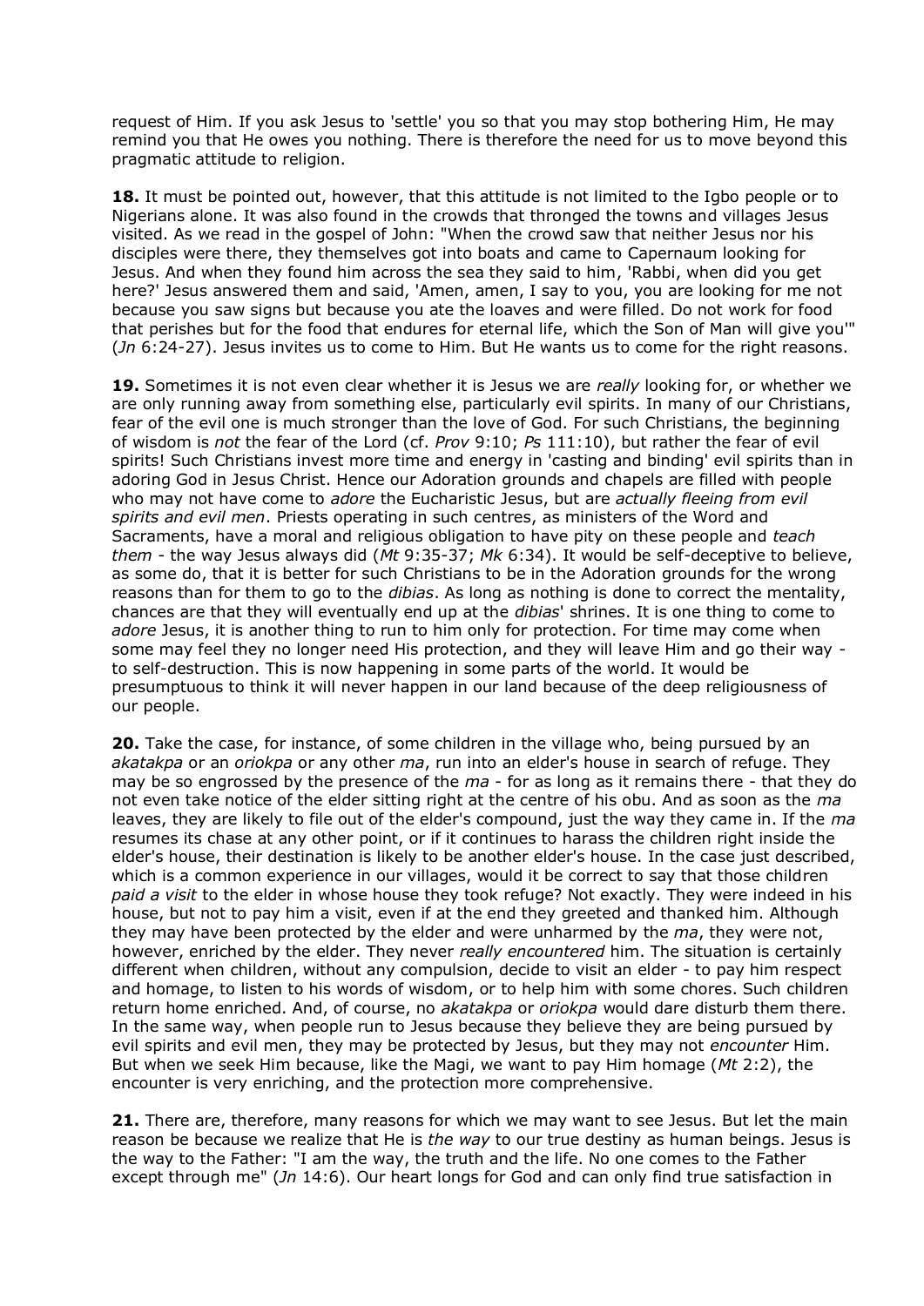request of Him. If you ask Jesus to 'settle' you so that you may stop bothering Him, He may remind you that He owes you nothing. There is therefore the need for us to move beyond this pragmatic attitude to religion.

**18.** It must be pointed out, however, that this attitude is not limited to the Igbo people or to Nigerians alone. It was also found in the crowds that thronged the towns and villages Jesus visited. As we read in the gospel of John: "When the crowd saw that neither Jesus nor his disciples were there, they themselves got into boats and came to Capernaum looking for Jesus. And when they found him across the sea they said to him, 'Rabbi, when did you get here?' Jesus answered them and said, 'Amen, amen, I say to you, you are looking for me not because you saw signs but because you ate the loaves and were filled. Do not work for food that perishes but for the food that endures for eternal life, which the Son of Man will give you'" (*Jn* 6:24-27). Jesus invites us to come to Him. But He wants us to come for the right reasons.

**19.** Sometimes it is not even clear whether it is Jesus we are *really* looking for, or whether we are only running away from something else, particularly evil spirits. In many of our Christians, fear of the evil one is much stronger than the love of God. For such Christians, the beginning of wisdom is *not* the fear of the Lord (cf. *Prov* 9:10; *Ps* 111:10), but rather the fear of evil spirits! Such Christians invest more time and energy in 'casting and binding' evil spirits than in adoring God in Jesus Christ. Hence our Adoration grounds and chapels are filled with people who may not have come to *adore* the Eucharistic Jesus, but are *actually fleeing from evil spirits and evil men*. Priests operating in such centres, as ministers of the Word and Sacraments, have a moral and religious obligation to have pity on these people and *teach them* - the way Jesus always did (*Mt* 9:35-37; *Mk* 6:34). It would be self-deceptive to believe, as some do, that it is better for such Christians to be in the Adoration grounds for the wrong reasons than for them to go to the *dibias*. As long as nothing is done to correct the mentality, chances are that they will eventually end up at the *dibias*' shrines. It is one thing to come to *adore* Jesus, it is another thing to run to him only for protection. For time may come when some may feel they no longer need His protection, and they will leave Him and go their way - to self-destruction. This is now happening in some parts of the world. It would be presumptuous to think it will never happen in our land because of the deep religiousness of our people.

**20.** Take the case, for instance, of some children in the village who, being pursued by an *akatakpa* or an *oriokpa* or any other *ma*, run into an elder's house in search of refuge. They may be so engrossed by the presence of the *ma* - for as long as it remains there - that they do not even take notice of the elder sitting right at the centre of his obu. And as soon as the *ma* leaves, they are likely to file out of the elder's compound, just the way they came in. If the *ma* resumes its chase at any other point, or if it continues to harass the children right inside the elder's house, their destination is likely to be another elder's house. In the case just described, which is a common experience in our villages, would it be correct to say that those children *paid a visit* to the elder in whose house they took refuge? Not exactly. They were indeed in his house, but not to pay him a visit, even if at the end they greeted and thanked him. Although they may have been protected by the elder and were unharmed by the *ma*, they were not, however, enriched by the elder. They never *really encountered* him. The situation is certainly different when children, without any compulsion, decide to visit an elder - to pay him respect and homage, to listen to his words of wisdom, or to help him with some chores. Such children return home enriched. And, of course, no *akatakpa* or *oriokpa* would dare disturb them there. In the same way, when people run to Jesus because they believe they are being pursued by evil spirits and evil men, they may be protected by Jesus, but they may not *encounter* Him. But when we seek Him because, like the Magi, we want to pay Him homage (*Mt* 2:2), the encounter is very enriching, and the protection more comprehensive.

**21.** There are, therefore, many reasons for which we may want to see Jesus. But let the main reason be because we realize that He is *the way* to our true destiny as human beings. Jesus is the way to the Father: "I am the way, the truth and the life. No one comes to the Father except through me" (*Jn* 14:6). Our heart longs for God and can only find true satisfaction in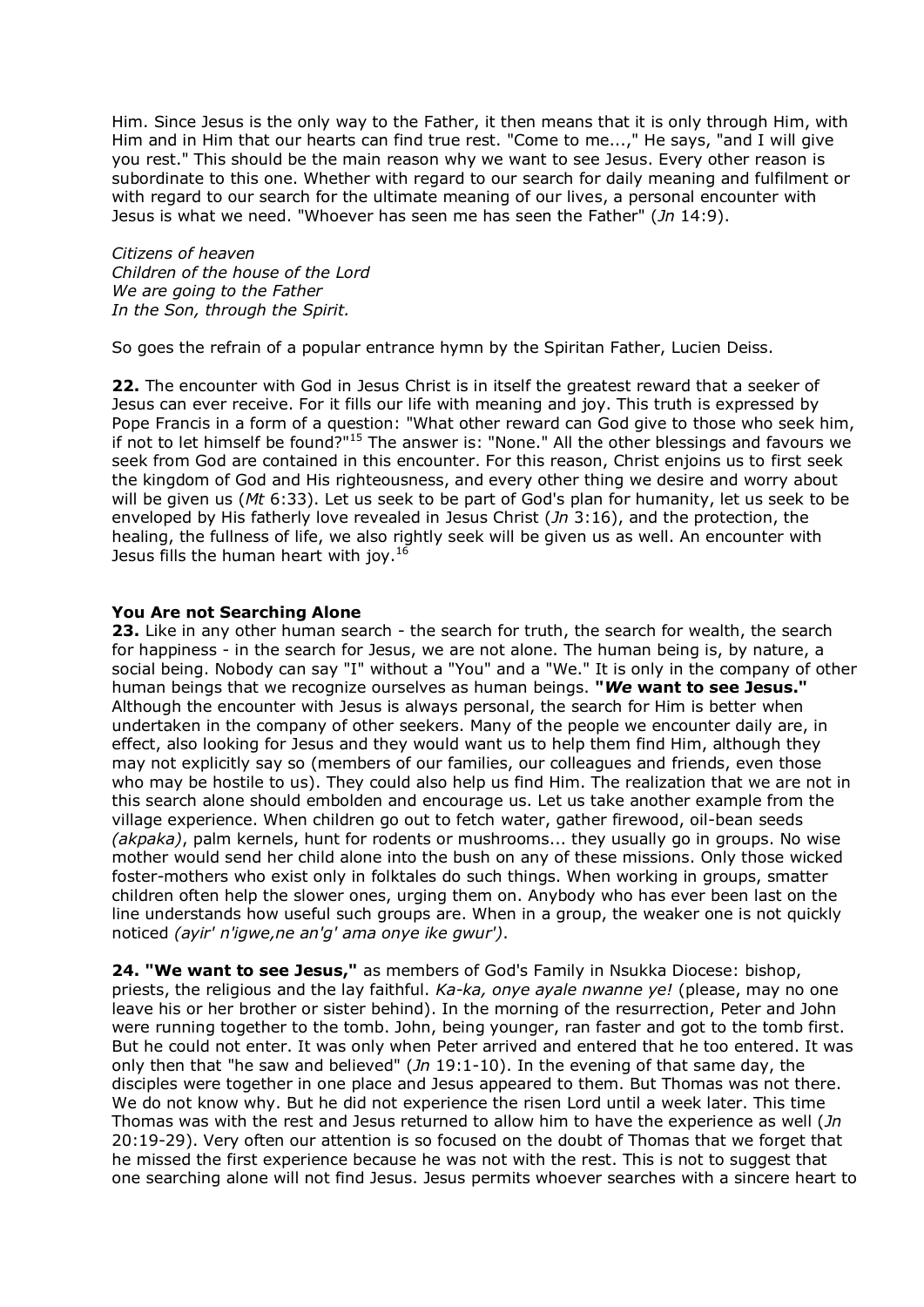Him. Since Jesus is the only way to the Father, it then means that it is only through Him, with Him and in Him that our hearts can find true rest. "Come to me...," He says, "and I will give you rest." This should be the main reason why we want to see Jesus. Every other reason is subordinate to this one. Whether with regard to our search for daily meaning and fulfilment or with regard to our search for the ultimate meaning of our lives, a personal encounter with Jesus is what we need. "Whoever has seen me has seen the Father" (*Jn* 14:9).

*Citizens of heaven*
*Children of the house of the Lord*
*We are going to the Father*
*In the Son, through the Spirit.*

So goes the refrain of a popular entrance hymn by the Spiritan Father, Lucien Deiss.

**22.** The encounter with God in Jesus Christ is in itself the greatest reward that a seeker of Jesus can ever receive. For it fills our life with meaning and joy. This truth is expressed by Pope Francis in a form of a question: "What other reward can God give to those who seek him, if not to let himself be found?"[15] The answer is: "None." All the other blessings and favours we seek from God are contained in this encounter. For this reason, Christ enjoins us to first seek the kingdom of God and His righteousness, and every other thing we desire and worry about will be given us (*Mt* 6:33). Let us seek to be part of God's plan for humanity, let us seek to be enveloped by His fatherly love revealed in Jesus Christ (*Jn* 3:16), and the protection, the healing, the fullness of life, we also rightly seek will be given us as well. An encounter with Jesus fills the human heart with joy.[16]

### You Are not Searching Alone

**23.** Like in any other human search - the search for truth, the search for wealth, the search for happiness - in the search for Jesus, we are not alone. The human being is, by nature, a social being. Nobody can say "I" without a "You" and a "We." It is only in the company of other human beings that we recognize ourselves as human beings. **"*We* want to see Jesus."** Although the encounter with Jesus is always personal, the search for Him is better when undertaken in the company of other seekers. Many of the people we encounter daily are, in effect, also looking for Jesus and they would want us to help them find Him, although they may not explicitly say so (members of our families, our colleagues and friends, even those who may be hostile to us). They could also help us find Him. The realization that we are not in this search alone should embolden and encourage us. Let us take another example from the village experience. When children go out to fetch water, gather firewood, oil-bean seeds *(akpaka)*, palm kernels, hunt for rodents or mushrooms... they usually go in groups. No wise mother would send her child alone into the bush on any of these missions. Only those wicked foster-mothers who exist only in folktales do such things. When working in groups, smatter children often help the slower ones, urging them on. Anybody who has ever been last on the line understands how useful such groups are. When in a group, the weaker one is not quickly noticed *(ayir' n'igwe,ne an'g' ama onye ike gwur')*.

**24. "We want to see Jesus,"** as members of God's Family in Nsukka Diocese: bishop, priests, the religious and the lay faithful. *Ka-ka, onye ayale nwanne ye!* (please, may no one leave his or her brother or sister behind). In the morning of the resurrection, Peter and John were running together to the tomb. John, being younger, ran faster and got to the tomb first. But he could not enter. It was only when Peter arrived and entered that he too entered. It was only then that "he saw and believed" (*Jn* 19:1-10). In the evening of that same day, the disciples were together in one place and Jesus appeared to them. But Thomas was not there. We do not know why. But he did not experience the risen Lord until a week later. This time Thomas was with the rest and Jesus returned to allow him to have the experience as well (*Jn* 20:19-29). Very often our attention is so focused on the doubt of Thomas that we forget that he missed the first experience because he was not with the rest. This is not to suggest that one searching alone will not find Jesus. Jesus permits whoever searches with a sincere heart to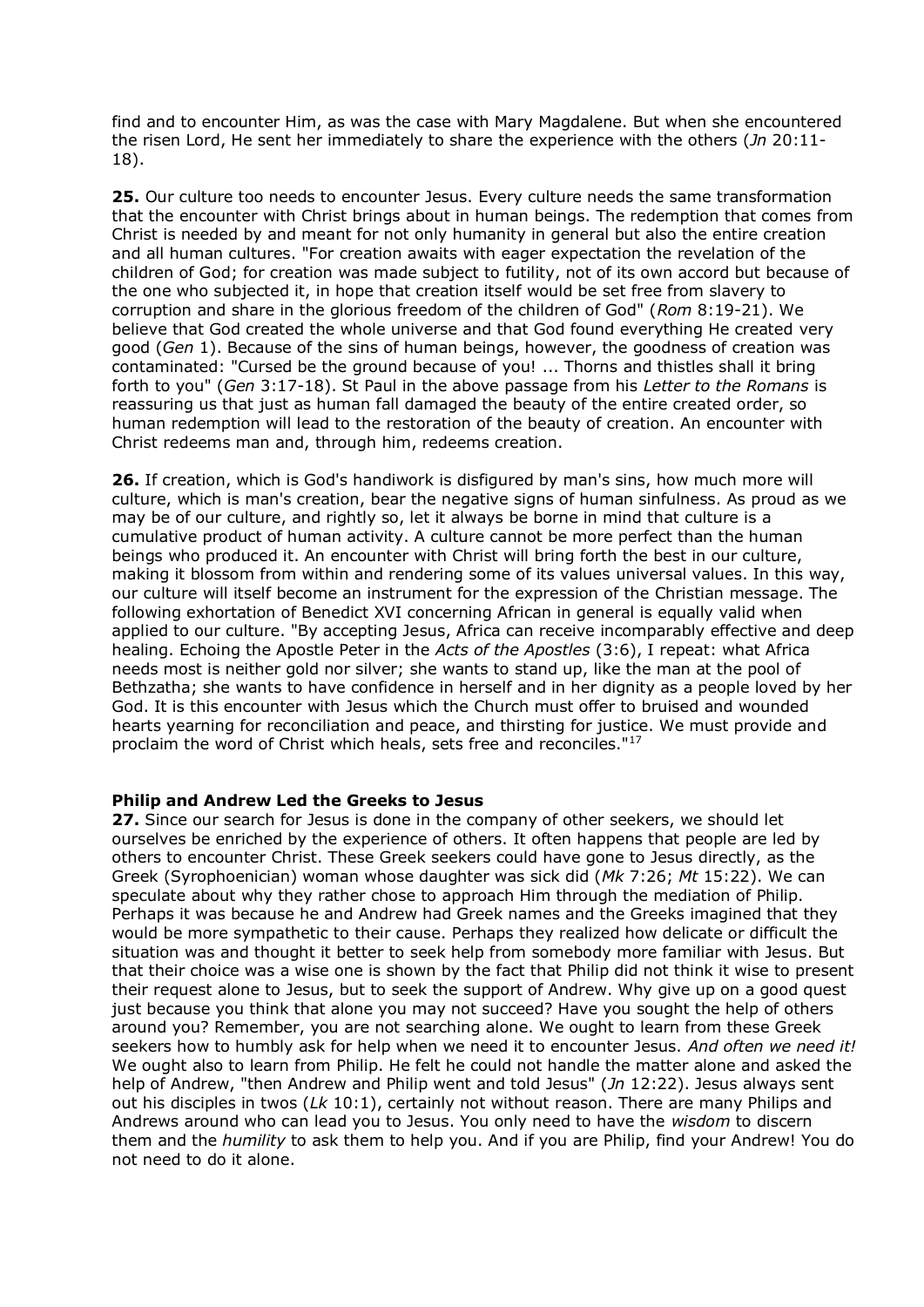find and to encounter Him, as was the case with Mary Magdalene. But when she encountered the risen Lord, He sent her immediately to share the experience with the others (*Jn* 20:11-18).

**25.** Our culture too needs to encounter Jesus. Every culture needs the same transformation that the encounter with Christ brings about in human beings. The redemption that comes from Christ is needed by and meant for not only humanity in general but also the entire creation and all human cultures. "For creation awaits with eager expectation the revelation of the children of God; for creation was made subject to futility, not of its own accord but because of the one who subjected it, in hope that creation itself would be set free from slavery to corruption and share in the glorious freedom of the children of God" (*Rom* 8:19-21). We believe that God created the whole universe and that God found everything He created very good (*Gen* 1). Because of the sins of human beings, however, the goodness of creation was contaminated: "Cursed be the ground because of you! ... Thorns and thistles shall it bring forth to you" (*Gen* 3:17-18). St Paul in the above passage from his *Letter to the Romans* is reassuring us that just as human fall damaged the beauty of the entire created order, so human redemption will lead to the restoration of the beauty of creation. An encounter with Christ redeems man and, through him, redeems creation.

**26.** If creation, which is God's handiwork is disfigured by man's sins, how much more will culture, which is man's creation, bear the negative signs of human sinfulness. As proud as we may be of our culture, and rightly so, let it always be borne in mind that culture is a cumulative product of human activity. A culture cannot be more perfect than the human beings who produced it. An encounter with Christ will bring forth the best in our culture, making it blossom from within and rendering some of its values universal values. In this way, our culture will itself become an instrument for the expression of the Christian message. The following exhortation of Benedict XVI concerning African in general is equally valid when applied to our culture. "By accepting Jesus, Africa can receive incomparably effective and deep healing. Echoing the Apostle Peter in the *Acts of the Apostles* (3:6), I repeat: what Africa needs most is neither gold nor silver; she wants to stand up, like the man at the pool of Bethzatha; she wants to have confidence in herself and in her dignity as a people loved by her God. It is this encounter with Jesus which the Church must offer to bruised and wounded hearts yearning for reconciliation and peace, and thirsting for justice. We must provide and proclaim the word of Christ which heals, sets free and reconciles."[17]

**Philip and Andrew Led the Greeks to Jesus**

**27.** Since our search for Jesus is done in the company of other seekers, we should let ourselves be enriched by the experience of others. It often happens that people are led by others to encounter Christ. These Greek seekers could have gone to Jesus directly, as the Greek (Syrophoenician) woman whose daughter was sick did (*Mk* 7:26; *Mt* 15:22). We can speculate about why they rather chose to approach Him through the mediation of Philip. Perhaps it was because he and Andrew had Greek names and the Greeks imagined that they would be more sympathetic to their cause. Perhaps they realized how delicate or difficult the situation was and thought it better to seek help from somebody more familiar with Jesus. But that their choice was a wise one is shown by the fact that Philip did not think it wise to present their request alone to Jesus, but to seek the support of Andrew. Why give up on a good quest just because you think that alone you may not succeed? Have you sought the help of others around you? Remember, you are not searching alone. We ought to learn from these Greek seekers how to humbly ask for help when we need it to encounter Jesus. *And often we need it!* We ought also to learn from Philip. He felt he could not handle the matter alone and asked the help of Andrew, "then Andrew and Philip went and told Jesus" (*Jn* 12:22). Jesus always sent out his disciples in twos (*Lk* 10:1), certainly not without reason. There are many Philips and Andrews around who can lead you to Jesus. You only need to have the *wisdom* to discern them and the *humility* to ask them to help you. And if you are Philip, find your Andrew! You do not need to do it alone.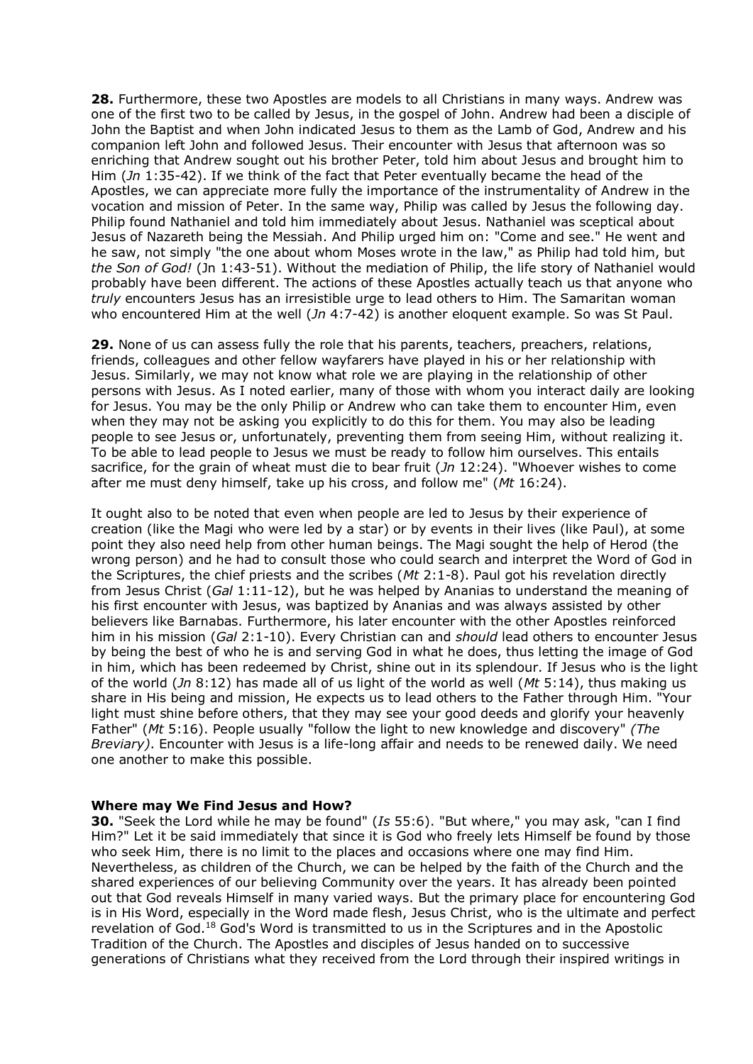**28.** Furthermore, these two Apostles are models to all Christians in many ways. Andrew was one of the first two to be called by Jesus, in the gospel of John. Andrew had been a disciple of John the Baptist and when John indicated Jesus to them as the Lamb of God, Andrew and his companion left John and followed Jesus. Their encounter with Jesus that afternoon was so enriching that Andrew sought out his brother Peter, told him about Jesus and brought him to Him (*Jn* 1:35-42). If we think of the fact that Peter eventually became the head of the Apostles, we can appreciate more fully the importance of the instrumentality of Andrew in the vocation and mission of Peter. In the same way, Philip was called by Jesus the following day. Philip found Nathaniel and told him immediately about Jesus. Nathaniel was sceptical about Jesus of Nazareth being the Messiah. And Philip urged him on: "Come and see." He went and he saw, not simply "the one about whom Moses wrote in the law," as Philip had told him, but *the Son of God!* (Jn 1:43-51). Without the mediation of Philip, the life story of Nathaniel would probably have been different. The actions of these Apostles actually teach us that anyone who *truly* encounters Jesus has an irresistible urge to lead others to Him. The Samaritan woman who encountered Him at the well (*Jn* 4:7-42) is another eloquent example. So was St Paul.

**29.** None of us can assess fully the role that his parents, teachers, preachers, relations, friends, colleagues and other fellow wayfarers have played in his or her relationship with Jesus. Similarly, we may not know what role we are playing in the relationship of other persons with Jesus. As I noted earlier, many of those with whom you interact daily are looking for Jesus. You may be the only Philip or Andrew who can take them to encounter Him, even when they may not be asking you explicitly to do this for them. You may also be leading people to see Jesus or, unfortunately, preventing them from seeing Him, without realizing it. To be able to lead people to Jesus we must be ready to follow him ourselves. This entails sacrifice, for the grain of wheat must die to bear fruit (*Jn* 12:24). "Whoever wishes to come after me must deny himself, take up his cross, and follow me" (*Mt* 16:24).

It ought also to be noted that even when people are led to Jesus by their experience of creation (like the Magi who were led by a star) or by events in their lives (like Paul), at some point they also need help from other human beings. The Magi sought the help of Herod (the wrong person) and he had to consult those who could search and interpret the Word of God in the Scriptures, the chief priests and the scribes (*Mt* 2:1-8). Paul got his revelation directly from Jesus Christ (*Gal* 1:11-12), but he was helped by Ananias to understand the meaning of his first encounter with Jesus, was baptized by Ananias and was always assisted by other believers like Barnabas. Furthermore, his later encounter with the other Apostles reinforced him in his mission (*Gal* 2:1-10). Every Christian can and *should* lead others to encounter Jesus by being the best of who he is and serving God in what he does, thus letting the image of God in him, which has been redeemed by Christ, shine out in its splendour. If Jesus who is the light of the world (*Jn* 8:12) has made all of us light of the world as well (*Mt* 5:14), thus making us share in His being and mission, He expects us to lead others to the Father through Him. "Your light must shine before others, that they may see your good deeds and glorify your heavenly Father" (*Mt* 5:16). People usually "follow the light to new knowledge and discovery" *(The Breviary)*. Encounter with Jesus is a life-long affair and needs to be renewed daily. We need one another to make this possible.

**Where may We Find Jesus and How?**

**30.** "Seek the Lord while he may be found" (*Is* 55:6). "But where," you may ask, "can I find Him?" Let it be said immediately that since it is God who freely lets Himself be found by those who seek Him, there is no limit to the places and occasions where one may find Him. Nevertheless, as children of the Church, we can be helped by the faith of the Church and the shared experiences of our believing Community over the years. It has already been pointed out that God reveals Himself in many varied ways. But the primary place for encountering God is in His Word, especially in the Word made flesh, Jesus Christ, who is the ultimate and perfect revelation of God.[18] God's Word is transmitted to us in the Scriptures and in the Apostolic Tradition of the Church. The Apostles and disciples of Jesus handed on to successive generations of Christians what they received from the Lord through their inspired writings in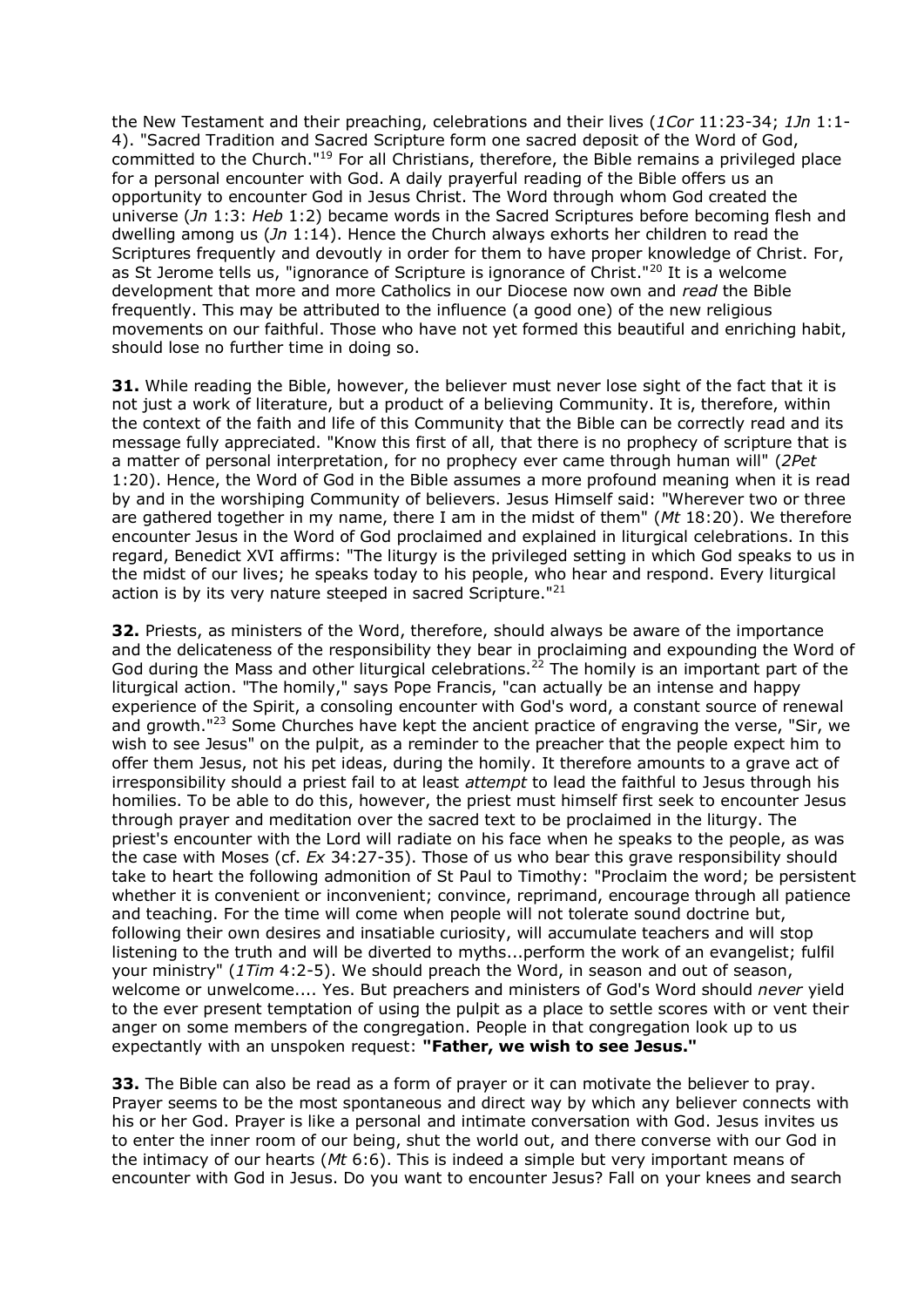the New Testament and their preaching, celebrations and their lives (*1Cor* 11:23-34; *1Jn* 1:1-4). "Sacred Tradition and Sacred Scripture form one sacred deposit of the Word of God, committed to the Church."[19] For all Christians, therefore, the Bible remains a privileged place for a personal encounter with God. A daily prayerful reading of the Bible offers us an opportunity to encounter God in Jesus Christ. The Word through whom God created the universe (*Jn* 1:3: *Heb* 1:2) became words in the Sacred Scriptures before becoming flesh and dwelling among us (*Jn* 1:14). Hence the Church always exhorts her children to read the Scriptures frequently and devoutly in order for them to have proper knowledge of Christ. For, as St Jerome tells us, "ignorance of Scripture is ignorance of Christ."[20] It is a welcome development that more and more Catholics in our Diocese now own and *read* the Bible frequently. This may be attributed to the influence (a good one) of the new religious movements on our faithful. Those who have not yet formed this beautiful and enriching habit, should lose no further time in doing so.

**31.** While reading the Bible, however, the believer must never lose sight of the fact that it is not just a work of literature, but a product of a believing Community. It is, therefore, within the context of the faith and life of this Community that the Bible can be correctly read and its message fully appreciated. "Know this first of all, that there is no prophecy of scripture that is a matter of personal interpretation, for no prophecy ever came through human will" (*2Pet* 1:20). Hence, the Word of God in the Bible assumes a more profound meaning when it is read by and in the worshiping Community of believers. Jesus Himself said: "Wherever two or three are gathered together in my name, there I am in the midst of them" (*Mt* 18:20). We therefore encounter Jesus in the Word of God proclaimed and explained in liturgical celebrations. In this regard, Benedict XVI affirms: "The liturgy is the privileged setting in which God speaks to us in the midst of our lives; he speaks today to his people, who hear and respond. Every liturgical action is by its very nature steeped in sacred Scripture."[21]

**32.** Priests, as ministers of the Word, therefore, should always be aware of the importance and the delicateness of the responsibility they bear in proclaiming and expounding the Word of God during the Mass and other liturgical celebrations.[22] The homily is an important part of the liturgical action. "The homily," says Pope Francis, "can actually be an intense and happy experience of the Spirit, a consoling encounter with God's word, a constant source of renewal and growth."[23] Some Churches have kept the ancient practice of engraving the verse, "Sir, we wish to see Jesus" on the pulpit, as a reminder to the preacher that the people expect him to offer them Jesus, not his pet ideas, during the homily. It therefore amounts to a grave act of irresponsibility should a priest fail to at least *attempt* to lead the faithful to Jesus through his homilies. To be able to do this, however, the priest must himself first seek to encounter Jesus through prayer and meditation over the sacred text to be proclaimed in the liturgy. The priest's encounter with the Lord will radiate on his face when he speaks to the people, as was the case with Moses (cf. *Ex* 34:27-35). Those of us who bear this grave responsibility should take to heart the following admonition of St Paul to Timothy: "Proclaim the word; be persistent whether it is convenient or inconvenient; convince, reprimand, encourage through all patience and teaching. For the time will come when people will not tolerate sound doctrine but, following their own desires and insatiable curiosity, will accumulate teachers and will stop listening to the truth and will be diverted to myths...perform the work of an evangelist; fulfil your ministry" (*1Tim* 4:2-5). We should preach the Word, in season and out of season, welcome or unwelcome.... Yes. But preachers and ministers of God's Word should *never* yield to the ever present temptation of using the pulpit as a place to settle scores with or vent their anger on some members of the congregation. People in that congregation look up to us expectantly with an unspoken request: **"Father, we wish to see Jesus."**

**33.** The Bible can also be read as a form of prayer or it can motivate the believer to pray. Prayer seems to be the most spontaneous and direct way by which any believer connects with his or her God. Prayer is like a personal and intimate conversation with God. Jesus invites us to enter the inner room of our being, shut the world out, and there converse with our God in the intimacy of our hearts (*Mt* 6:6). This is indeed a simple but very important means of encounter with God in Jesus. Do you want to encounter Jesus? Fall on your knees and search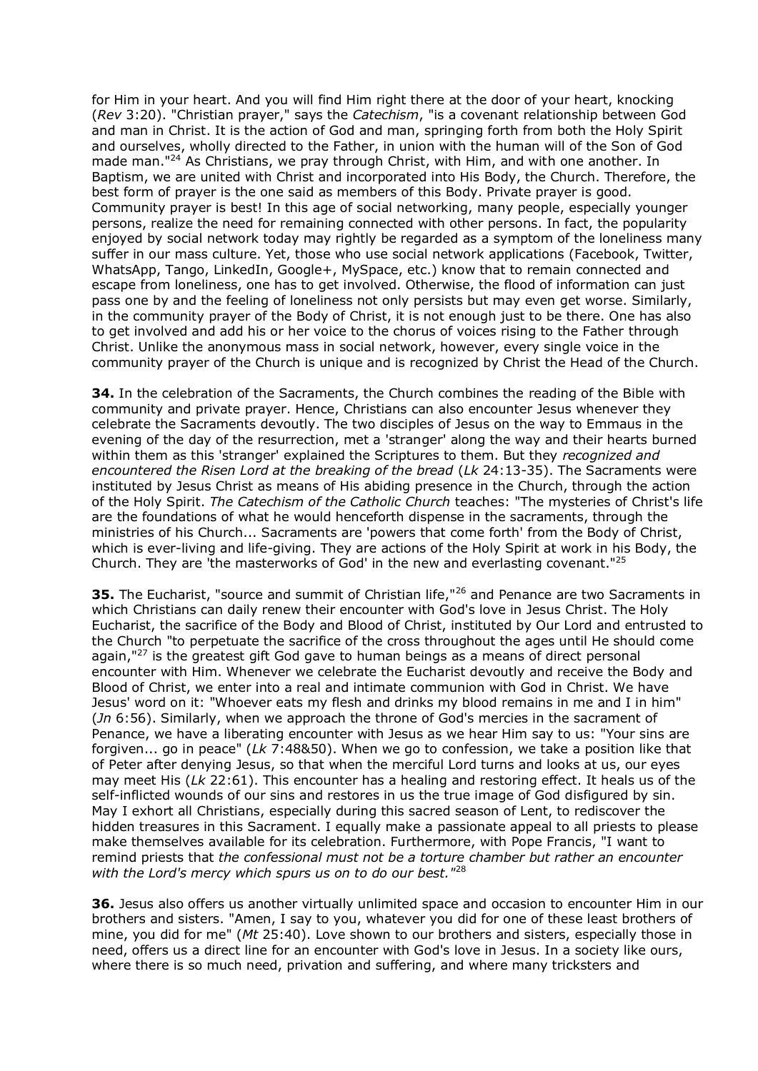for Him in your heart. And you will find Him right there at the door of your heart, knocking (*Rev* 3:20). "Christian prayer," says the *Catechism*, "is a covenant relationship between God and man in Christ. It is the action of God and man, springing forth from both the Holy Spirit and ourselves, wholly directed to the Father, in union with the human will of the Son of God made man."[24] As Christians, we pray through Christ, with Him, and with one another. In Baptism, we are united with Christ and incorporated into His Body, the Church. Therefore, the best form of prayer is the one said as members of this Body. Private prayer is good. Community prayer is best! In this age of social networking, many people, especially younger persons, realize the need for remaining connected with other persons. In fact, the popularity enjoyed by social network today may rightly be regarded as a symptom of the loneliness many suffer in our mass culture. Yet, those who use social network applications (Facebook, Twitter, WhatsApp, Tango, LinkedIn, Google+, MySpace, etc.) know that to remain connected and escape from loneliness, one has to get involved. Otherwise, the flood of information can just pass one by and the feeling of loneliness not only persists but may even get worse. Similarly, in the community prayer of the Body of Christ, it is not enough just to be there. One has also to get involved and add his or her voice to the chorus of voices rising to the Father through Christ. Unlike the anonymous mass in social network, however, every single voice in the community prayer of the Church is unique and is recognized by Christ the Head of the Church.

**34.** In the celebration of the Sacraments, the Church combines the reading of the Bible with community and private prayer. Hence, Christians can also encounter Jesus whenever they celebrate the Sacraments devoutly. The two disciples of Jesus on the way to Emmaus in the evening of the day of the resurrection, met a 'stranger' along the way and their hearts burned within them as this 'stranger' explained the Scriptures to them. But they *recognized and encountered the Risen Lord at the breaking of the bread* (*Lk* 24:13-35). The Sacraments were instituted by Jesus Christ as means of His abiding presence in the Church, through the action of the Holy Spirit. *The Catechism of the Catholic Church* teaches: "The mysteries of Christ's life are the foundations of what he would henceforth dispense in the sacraments, through the ministries of his Church... Sacraments are 'powers that come forth' from the Body of Christ, which is ever-living and life-giving. They are actions of the Holy Spirit at work in his Body, the Church. They are 'the masterworks of God' in the new and everlasting covenant."[25]

**35.** The Eucharist, "source and summit of Christian life,"[26] and Penance are two Sacraments in which Christians can daily renew their encounter with God's love in Jesus Christ. The Holy Eucharist, the sacrifice of the Body and Blood of Christ, instituted by Our Lord and entrusted to the Church "to perpetuate the sacrifice of the cross throughout the ages until He should come again,"[27] is the greatest gift God gave to human beings as a means of direct personal encounter with Him. Whenever we celebrate the Eucharist devoutly and receive the Body and Blood of Christ, we enter into a real and intimate communion with God in Christ. We have Jesus' word on it: "Whoever eats my flesh and drinks my blood remains in me and I in him" (*Jn* 6:56). Similarly, when we approach the throne of God's mercies in the sacrament of Penance, we have a liberating encounter with Jesus as we hear Him say to us: "Your sins are forgiven... go in peace" (*Lk* 7:48&50). When we go to confession, we take a position like that of Peter after denying Jesus, so that when the merciful Lord turns and looks at us, our eyes may meet His (*Lk* 22:61). This encounter has a healing and restoring effect. It heals us of the self-inflicted wounds of our sins and restores in us the true image of God disfigured by sin. May I exhort all Christians, especially during this sacred season of Lent, to rediscover the hidden treasures in this Sacrament. I equally make a passionate appeal to all priests to please make themselves available for its celebration. Furthermore, with Pope Francis, "I want to remind priests that *the confessional must not be a torture chamber but rather an encounter with the Lord's mercy which spurs us on to do our best.*"[28]

**36.** Jesus also offers us another virtually unlimited space and occasion to encounter Him in our brothers and sisters. "Amen, I say to you, whatever you did for one of these least brothers of mine, you did for me" (*Mt* 25:40). Love shown to our brothers and sisters, especially those in need, offers us a direct line for an encounter with God's love in Jesus. In a society like ours, where there is so much need, privation and suffering, and where many tricksters and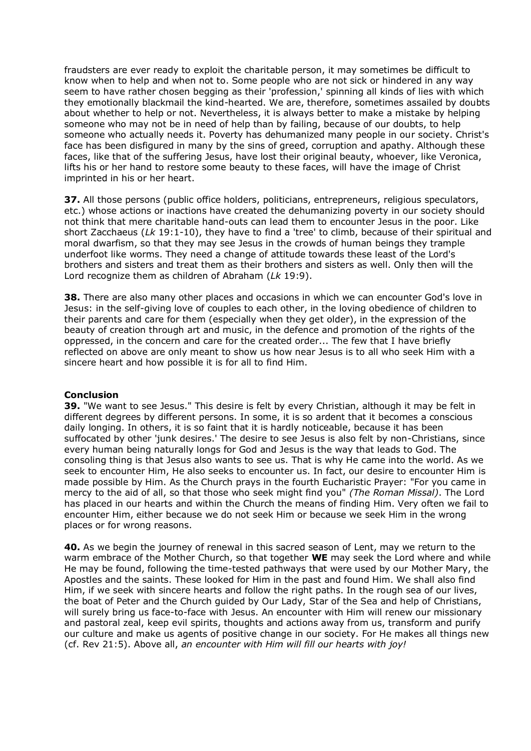fraudsters are ever ready to exploit the charitable person, it may sometimes be difficult to know when to help and when not to. Some people who are not sick or hindered in any way seem to have rather chosen begging as their 'profession,' spinning all kinds of lies with which they emotionally blackmail the kind-hearted. We are, therefore, sometimes assailed by doubts about whether to help or not. Nevertheless, it is always better to make a mistake by helping someone who may not be in need of help than by failing, because of our doubts, to help someone who actually needs it. Poverty has dehumanized many people in our society. Christ's face has been disfigured in many by the sins of greed, corruption and apathy. Although these faces, like that of the suffering Jesus, have lost their original beauty, whoever, like Veronica, lifts his or her hand to restore some beauty to these faces, will have the image of Christ imprinted in his or her heart.

**37.** All those persons (public office holders, politicians, entrepreneurs, religious speculators, etc.) whose actions or inactions have created the dehumanizing poverty in our society should not think that mere charitable hand-outs can lead them to encounter Jesus in the poor. Like short Zacchaeus (*Lk* 19:1-10), they have to find a 'tree' to climb, because of their spiritual and moral dwarfism, so that they may see Jesus in the crowds of human beings they trample underfoot like worms. They need a change of attitude towards these least of the Lord's brothers and sisters and treat them as their brothers and sisters as well. Only then will the Lord recognize them as children of Abraham (*Lk* 19:9).

**38.** There are also many other places and occasions in which we can encounter God's love in Jesus: in the self-giving love of couples to each other, in the loving obedience of children to their parents and care for them (especially when they get older), in the expression of the beauty of creation through art and music, in the defence and promotion of the rights of the oppressed, in the concern and care for the created order... The few that I have briefly reflected on above are only meant to show us how near Jesus is to all who seek Him with a sincere heart and how possible it is for all to find Him.

**Conclusion**

**39.** "We want to see Jesus." This desire is felt by every Christian, although it may be felt in different degrees by different persons. In some, it is so ardent that it becomes a conscious daily longing. In others, it is so faint that it is hardly noticeable, because it has been suffocated by other 'junk desires.' The desire to see Jesus is also felt by non-Christians, since every human being naturally longs for God and Jesus is the way that leads to God. The consoling thing is that Jesus also wants to see us. That is why He came into the world. As we seek to encounter Him, He also seeks to encounter us. In fact, our desire to encounter Him is made possible by Him. As the Church prays in the fourth Eucharistic Prayer: "For you came in mercy to the aid of all, so that those who seek might find you" *(The Roman Missal)*. The Lord has placed in our hearts and within the Church the means of finding Him. Very often we fail to encounter Him, either because we do not seek Him or because we seek Him in the wrong places or for wrong reasons.

**40.** As we begin the journey of renewal in this sacred season of Lent, may we return to the warm embrace of the Mother Church, so that together **WE** may seek the Lord where and while He may be found, following the time-tested pathways that were used by our Mother Mary, the Apostles and the saints. These looked for Him in the past and found Him. We shall also find Him, if we seek with sincere hearts and follow the right paths. In the rough sea of our lives, the boat of Peter and the Church guided by Our Lady, Star of the Sea and help of Christians, will surely bring us face-to-face with Jesus. An encounter with Him will renew our missionary and pastoral zeal, keep evil spirits, thoughts and actions away from us, transform and purify our culture and make us agents of positive change in our society. For He makes all things new (cf. Rev 21:5). Above all, *an encounter with Him will fill our hearts with joy!*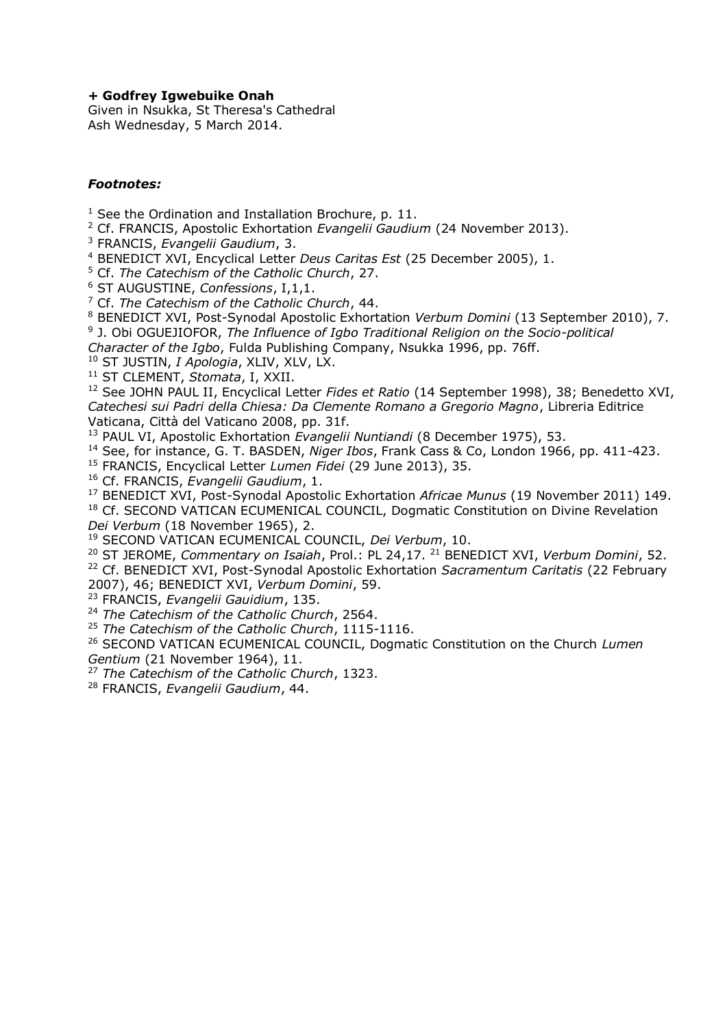**+ Godfrey Igwebuike Onah**
Given in Nsukka, St Theresa's Cathedral
Ash Wednesday, 5 March 2014.

***Footnotes:***

[1] See the Ordination and Installation Brochure, p. 11.
[2] Cf. FRANCIS, Apostolic Exhortation *Evangelii Gaudium* (24 November 2013).
[3] FRANCIS, *Evangelii Gaudium*, 3.
[4] BENEDICT XVI, Encyclical Letter *Deus Caritas Est* (25 December 2005), 1.
[5] Cf. *The Catechism of the Catholic Church*, 27.
[6] ST AUGUSTINE, *Confessions*, I,1,1.
[7] Cf. *The Catechism of the Catholic Church*, 44.
[8] BENEDICT XVI, Post-Synodal Apostolic Exhortation *Verbum Domini* (13 September 2010), 7.
[9] J. Obi OGUEJIOFOR, *The Influence of Igbo Traditional Religion on the Socio-political Character of the Igbo*, Fulda Publishing Company, Nsukka 1996, pp. 76ff.
[10] ST JUSTIN, *I Apologia*, XLIV, XLV, LX.
[11] ST CLEMENT, *Stomata*, I, XXII.
[12] See JOHN PAUL II, Encyclical Letter *Fides et Ratio* (14 September 1998), 38; Benedetto XVI, *Catechesi sui Padri della Chiesa: Da Clemente Romano a Gregorio Magno*, Libreria Editrice Vaticana, Città del Vaticano 2008, pp. 31f.
[13] PAUL VI, Apostolic Exhortation *Evangelii Nuntiandi* (8 December 1975), 53.
[14] See, for instance, G. T. BASDEN, *Niger Ibos*, Frank Cass & Co, London 1966, pp. 411-423.
[15] FRANCIS, Encyclical Letter *Lumen Fidei* (29 June 2013), 35.
[16] Cf. FRANCIS, *Evangelii Gaudium*, 1.
[17] BENEDICT XVI, Post-Synodal Apostolic Exhortation *Africae Munus* (19 November 2011) 149.
[18] Cf. SECOND VATICAN ECUMENICAL COUNCIL, Dogmatic Constitution on Divine Revelation *Dei Verbum* (18 November 1965), 2.
[19] SECOND VATICAN ECUMENICAL COUNCIL, *Dei Verbum*, 10.
[20] ST JEROME, *Commentary on Isaiah*, Prol.: PL 24,17. [21] BENEDICT XVI, *Verbum Domini*, 52.
[22] Cf. BENEDICT XVI, Post-Synodal Apostolic Exhortation *Sacramentum Caritatis* (22 February 2007), 46; BENEDICT XVI, *Verbum Domini*, 59.
[23] FRANCIS, *Evangelii Gauidium*, 135.
[24] *The Catechism of the Catholic Church*, 2564.
[25] *The Catechism of the Catholic Church*, 1115-1116.
[26] SECOND VATICAN ECUMENICAL COUNCIL, Dogmatic Constitution on the Church *Lumen Gentium* (21 November 1964), 11.
[27] *The Catechism of the Catholic Church*, 1323.
[28] FRANCIS, *Evangelii Gaudium*, 44.